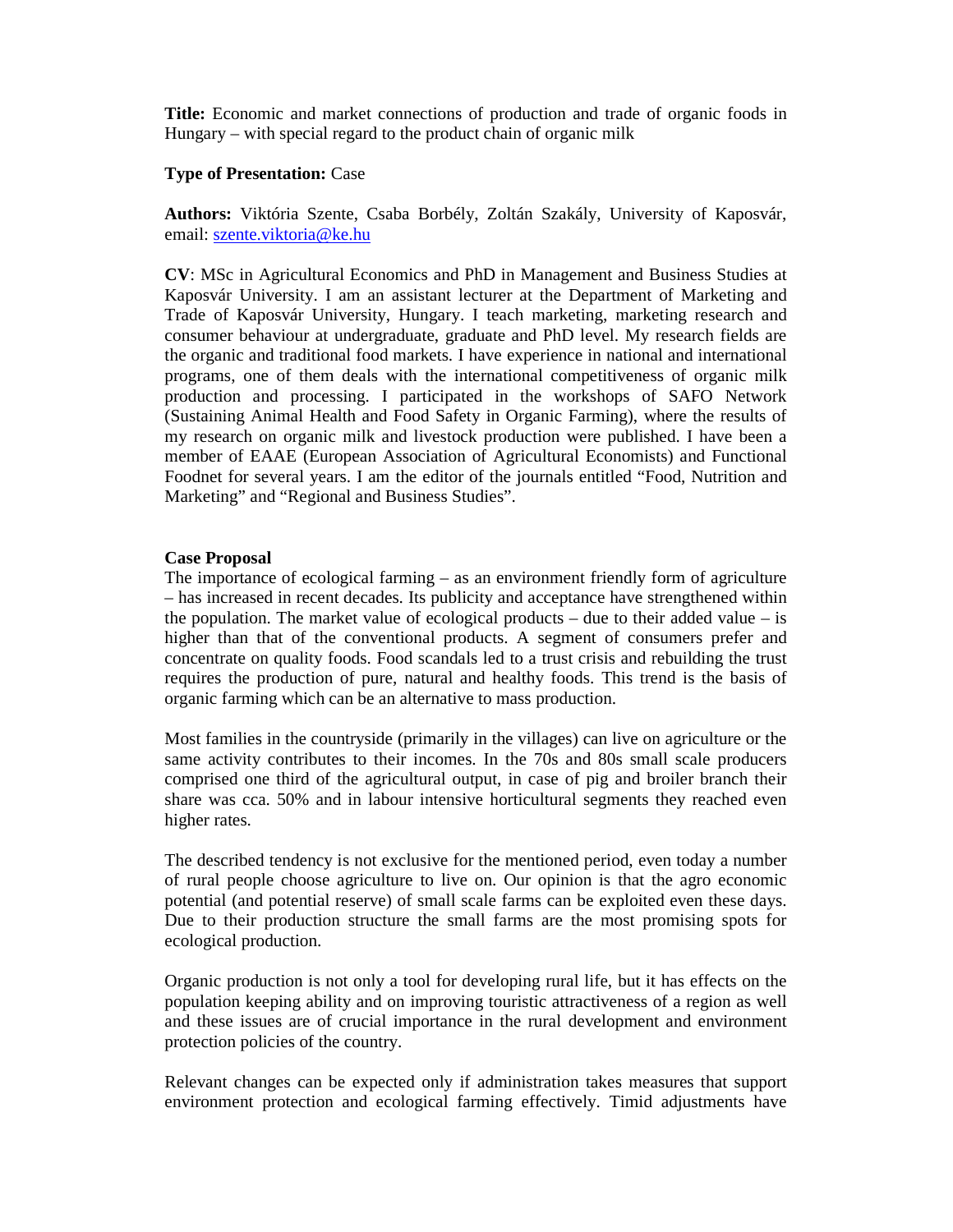**Title:** Economic and market connections of production and trade of organic foods in Hungary – with special regard to the product chain of organic milk

**Type of Presentation:** Case

**Authors:** Viktória Szente, Csaba Borbély, Zoltán Szakály, University of Kaposvár, email: szente.viktoria@ke.hu

**CV**: MSc in Agricultural Economics and PhD in Management and Business Studies at Kaposvár University. I am an assistant lecturer at the Department of Marketing and Trade of Kaposvár University, Hungary. I teach marketing, marketing research and consumer behaviour at undergraduate, graduate and PhD level. My research fields are the organic and traditional food markets. I have experience in national and international programs, one of them deals with the international competitiveness of organic milk production and processing. I participated in the workshops of SAFO Network (Sustaining Animal Health and Food Safety in Organic Farming), where the results of my research on organic milk and livestock production were published. I have been a member of EAAE (European Association of Agricultural Economists) and Functional Foodnet for several years. I am the editor of the journals entitled "Food, Nutrition and Marketing" and "Regional and Business Studies".

**Case Proposal**

The importance of ecological farming – as an environment friendly form of agriculture – has increased in recent decades. Its publicity and acceptance have strengthened within the population. The market value of ecological products – due to their added value – is higher than that of the conventional products. A segment of consumers prefer and concentrate on quality foods. Food scandals led to a trust crisis and rebuilding the trust requires the production of pure, natural and healthy foods. This trend is the basis of organic farming which can be an alternative to mass production.

Most families in the countryside (primarily in the villages) can live on agriculture or the same activity contributes to their incomes. In the 70s and 80s small scale producers comprised one third of the agricultural output, in case of pig and broiler branch their share was cca. 50% and in labour intensive horticultural segments they reached even higher rates.

The described tendency is not exclusive for the mentioned period, even today a number of rural people choose agriculture to live on. Our opinion is that the agro economic potential (and potential reserve) of small scale farms can be exploited even these days. Due to their production structure the small farms are the most promising spots for ecological production.

Organic production is not only a tool for developing rural life, but it has effects on the population keeping ability and on improving touristic attractiveness of a region as well and these issues are of crucial importance in the rural development and environment protection policies of the country.

Relevant changes can be expected only if administration takes measures that support environment protection and ecological farming effectively. Timid adjustments have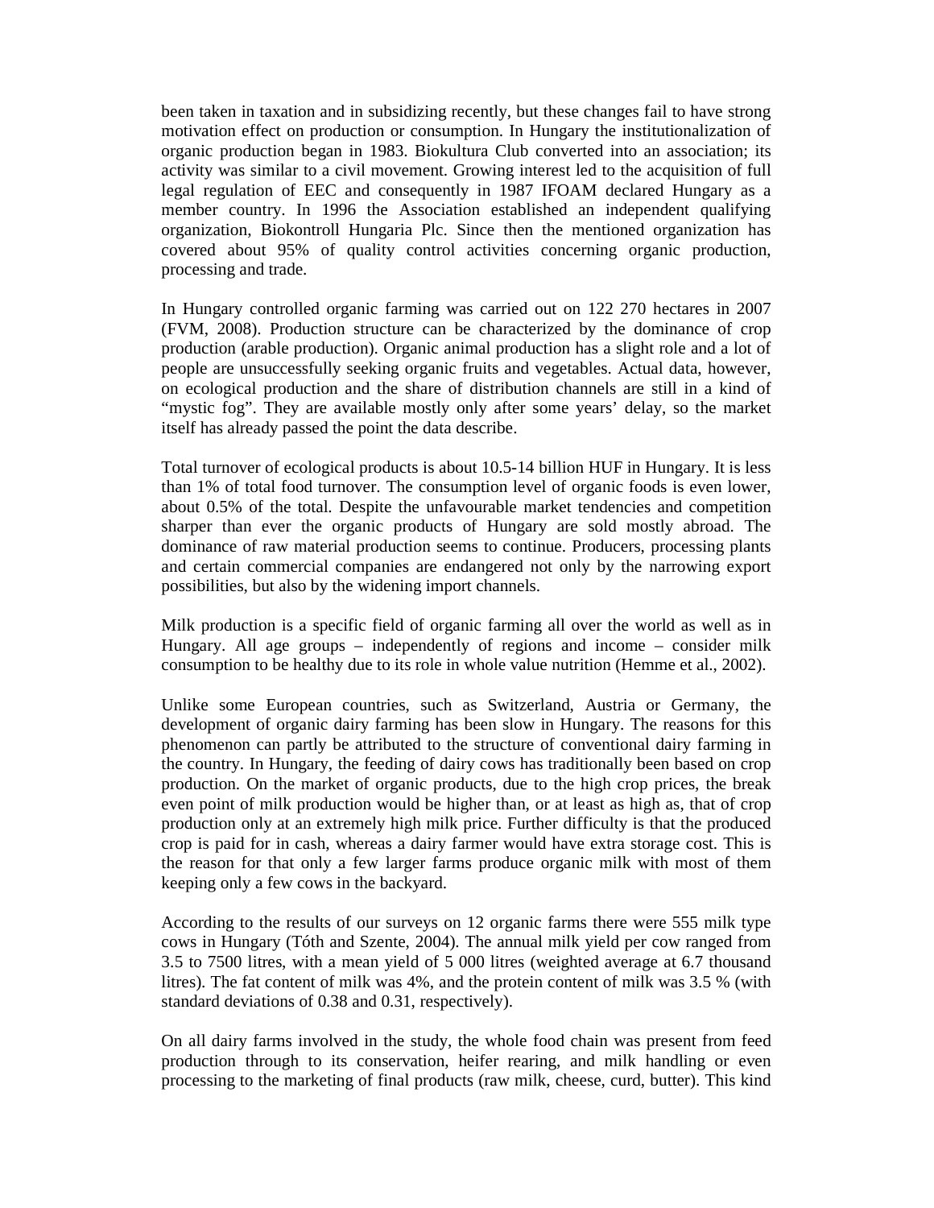been taken in taxation and in subsidizing recently, but these changes fail to have strong motivation effect on production or consumption. In Hungary the institutionalization of organic production began in 1983. Biokultura Club converted into an association; its activity was similar to a civil movement. Growing interest led to the acquisition of full legal regulation of EEC and consequently in 1987 IFOAM declared Hungary as a member country. In 1996 the Association established an independent qualifying organization, Biokontroll Hungaria Plc. Since then the mentioned organization has covered about 95% of quality control activities concerning organic production, processing and trade.

In Hungary controlled organic farming was carried out on 122 270 hectares in 2007 (FVM, 2008). Production structure can be characterized by the dominance of crop production (arable production). Organic animal production has a slight role and a lot of people are unsuccessfully seeking organic fruits and vegetables. Actual data, however, on ecological production and the share of distribution channels are still in a kind of "mystic fog". They are available mostly only after some years' delay, so the market itself has already passed the point the data describe.

Total turnover of ecological products is about 10.5-14 billion HUF in Hungary. It is less than 1% of total food turnover. The consumption level of organic foods is even lower, about 0.5% of the total. Despite the unfavourable market tendencies and competition sharper than ever the organic products of Hungary are sold mostly abroad. The dominance of raw material production seems to continue. Producers, processing plants and certain commercial companies are endangered not only by the narrowing export possibilities, but also by the widening import channels.

Milk production is a specific field of organic farming all over the world as well as in Hungary. All age groups – independently of regions and income – consider milk consumption to be healthy due to its role in whole value nutrition (Hemme et al., 2002).

Unlike some European countries, such as Switzerland, Austria or Germany, the development of organic dairy farming has been slow in Hungary. The reasons for this phenomenon can partly be attributed to the structure of conventional dairy farming in the country. In Hungary, the feeding of dairy cows has traditionally been based on crop production. On the market of organic products, due to the high crop prices, the break even point of milk production would be higher than, or at least as high as, that of crop production only at an extremely high milk price. Further difficulty is that the produced crop is paid for in cash, whereas a dairy farmer would have extra storage cost. This is the reason for that only a few larger farms produce organic milk with most of them keeping only a few cows in the backyard.

According to the results of our surveys on 12 organic farms there were 555 milk type cows in Hungary (Tóth and Szente, 2004). The annual milk yield per cow ranged from 3.5 to 7500 litres, with a mean yield of 5 000 litres (weighted average at 6.7 thousand litres). The fat content of milk was 4%, and the protein content of milk was 3.5 % (with standard deviations of 0.38 and 0.31, respectively).

On all dairy farms involved in the study, the whole food chain was present from feed production through to its conservation, heifer rearing, and milk handling or even processing to the marketing of final products (raw milk, cheese, curd, butter). This kind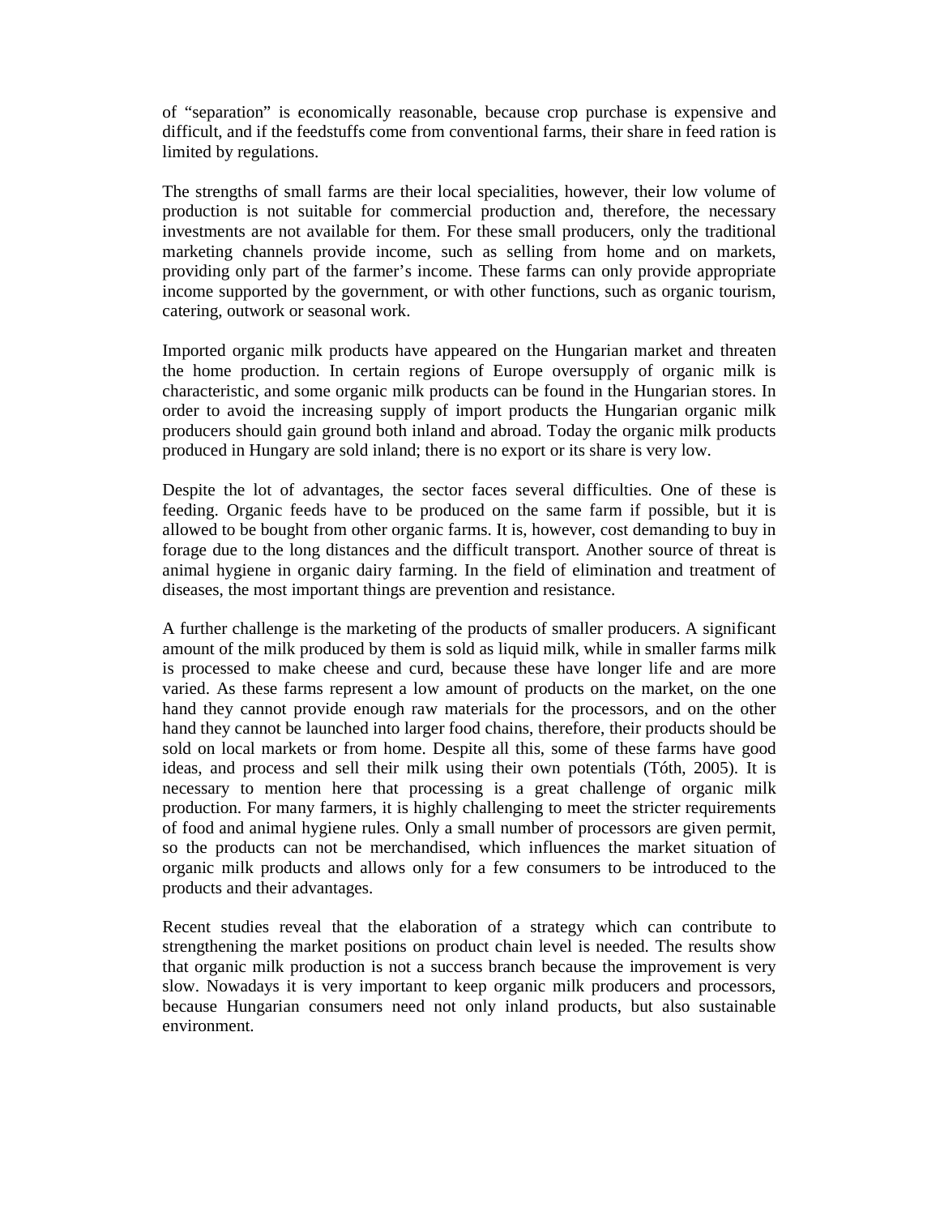of “separation” is economically reasonable, because crop purchase is expensive and difficult, and if the feedstuffs come from conventional farms, their share in feed ration is limited by regulations.

The strengths of small farms are their local specialities, however, their low volume of production is not suitable for commercial production and, therefore, the necessary investments are not available for them. For these small producers, only the traditional marketing channels provide income, such as selling from home and on markets, providing only part of the farmer’s income. These farms can only provide appropriate income supported by the government, or with other functions, such as organic tourism, catering, outwork or seasonal work.

Imported organic milk products have appeared on the Hungarian market and threaten the home production. In certain regions of Europe oversupply of organic milk is characteristic, and some organic milk products can be found in the Hungarian stores. In order to avoid the increasing supply of import products the Hungarian organic milk producers should gain ground both inland and abroad. Today the organic milk products produced in Hungary are sold inland; there is no export or its share is very low.

Despite the lot of advantages, the sector faces several difficulties. One of these is feeding. Organic feeds have to be produced on the same farm if possible, but it is allowed to be bought from other organic farms. It is, however, cost demanding to buy in forage due to the long distances and the difficult transport. Another source of threat is animal hygiene in organic dairy farming. In the field of elimination and treatment of diseases, the most important things are prevention and resistance.

A further challenge is the marketing of the products of smaller producers. A significant amount of the milk produced by them is sold as liquid milk, while in smaller farms milk is processed to make cheese and curd, because these have longer life and are more varied. As these farms represent a low amount of products on the market, on the one hand they cannot provide enough raw materials for the processors, and on the other hand they cannot be launched into larger food chains, therefore, their products should be sold on local markets or from home. Despite all this, some of these farms have good ideas, and process and sell their milk using their own potentials (Tóth, 2005). It is necessary to mention here that processing is a great challenge of organic milk production. For many farmers, it is highly challenging to meet the stricter requirements of food and animal hygiene rules. Only a small number of processors are given permit, so the products can not be merchandised, which influences the market situation of organic milk products and allows only for a few consumers to be introduced to the products and their advantages.

Recent studies reveal that the elaboration of a strategy which can contribute to strengthening the market positions on product chain level is needed. The results show that organic milk production is not a success branch because the improvement is very slow. Nowadays it is very important to keep organic milk producers and processors, because Hungarian consumers need not only inland products, but also sustainable environment.